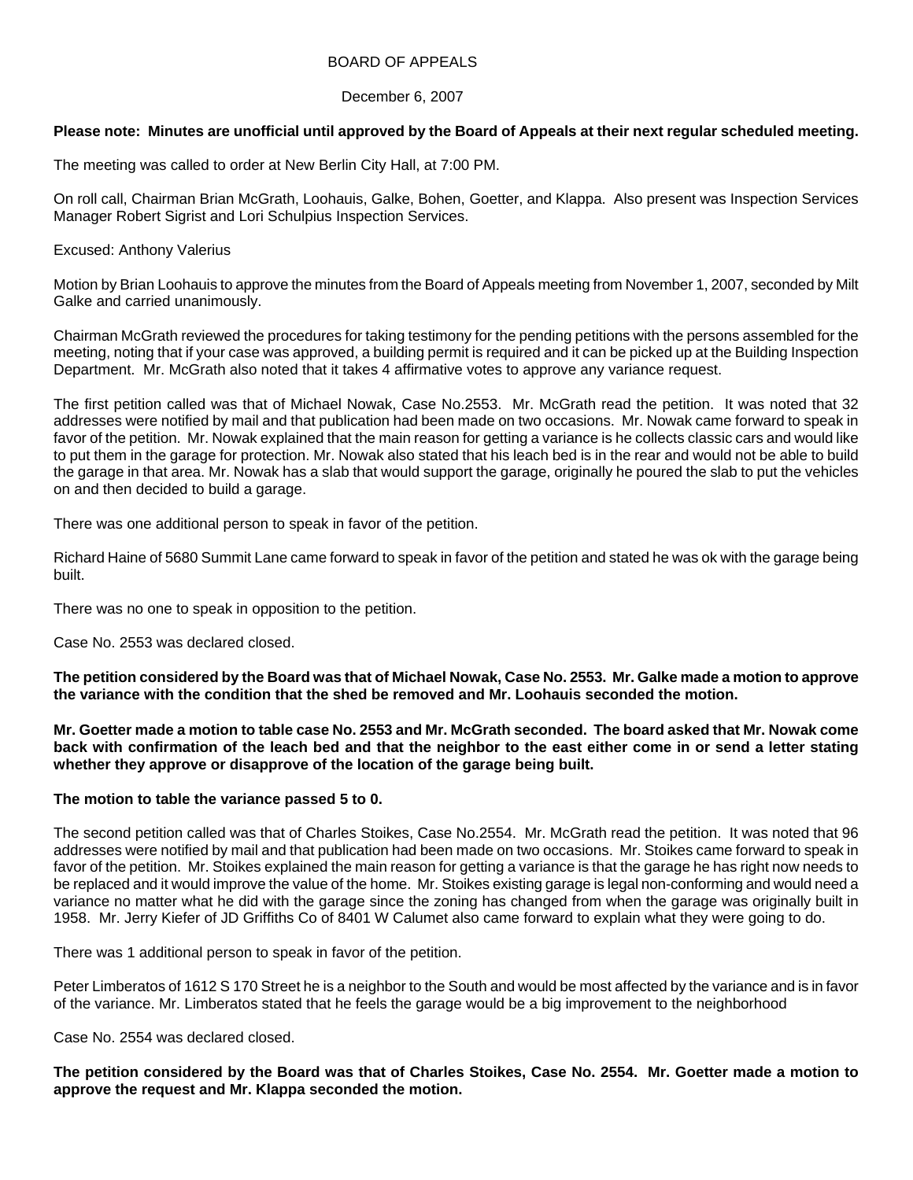BOARD OF APPEALS

December 6, 2007

**Please note: Minutes are unofficial until approved by the Board of Appeals at their next regular scheduled meeting.**

The meeting was called to order at New Berlin City Hall, at 7:00 PM.

On roll call, Chairman Brian McGrath, Loohauis, Galke, Bohen, Goetter, and Klappa. Also present was Inspection Services Manager Robert Sigrist and Lori Schulpius Inspection Services.

Excused: Anthony Valerius

Motion by Brian Loohauis to approve the minutes from the Board of Appeals meeting from November 1, 2007, seconded by Milt Galke and carried unanimously.

Chairman McGrath reviewed the procedures for taking testimony for the pending petitions with the persons assembled for the meeting, noting that if your case was approved, a building permit is required and it can be picked up at the Building Inspection Department. Mr. McGrath also noted that it takes 4 affirmative votes to approve any variance request.

The first petition called was that of Michael Nowak, Case No.2553. Mr. McGrath read the petition. It was noted that 32 addresses were notified by mail and that publication had been made on two occasions. Mr. Nowak came forward to speak in favor of the petition. Mr. Nowak explained that the main reason for getting a variance is he collects classic cars and would like to put them in the garage for protection. Mr. Nowak also stated that his leach bed is in the rear and would not be able to build the garage in that area. Mr. Nowak has a slab that would support the garage, originally he poured the slab to put the vehicles on and then decided to build a garage.

There was one additional person to speak in favor of the petition.

Richard Haine of 5680 Summit Lane came forward to speak in favor of the petition and stated he was ok with the garage being built.

There was no one to speak in opposition to the petition.

Case No. 2553 was declared closed.

**The petition considered by the Board was that of Michael Nowak, Case No. 2553. Mr. Galke made a motion to approve the variance with the condition that the shed be removed and Mr. Loohauis seconded the motion.**

**Mr. Goetter made a motion to table case No. 2553 and Mr. McGrath seconded. The board asked that Mr. Nowak come back with confirmation of the leach bed and that the neighbor to the east either come in or send a letter stating whether they approve or disapprove of the location of the garage being built.**

**The motion to table the variance passed 5 to 0.**

The second petition called was that of Charles Stoikes, Case No.2554. Mr. McGrath read the petition. It was noted that 96 addresses were notified by mail and that publication had been made on two occasions. Mr. Stoikes came forward to speak in favor of the petition. Mr. Stoikes explained the main reason for getting a variance is that the garage he has right now needs to be replaced and it would improve the value of the home. Mr. Stoikes existing garage is legal non-conforming and would need a variance no matter what he did with the garage since the zoning has changed from when the garage was originally built in 1958. Mr. Jerry Kiefer of JD Griffiths Co of 8401 W Calumet also came forward to explain what they were going to do.

There was 1 additional person to speak in favor of the petition.

Peter Limberatos of 1612 S 170 Street he is a neighbor to the South and would be most affected by the variance and is in favor of the variance. Mr. Limberatos stated that he feels the garage would be a big improvement to the neighborhood

Case No. 2554 was declared closed.

**The petition considered by the Board was that of Charles Stoikes, Case No. 2554. Mr. Goetter made a motion to approve the request and Mr. Klappa seconded the motion.**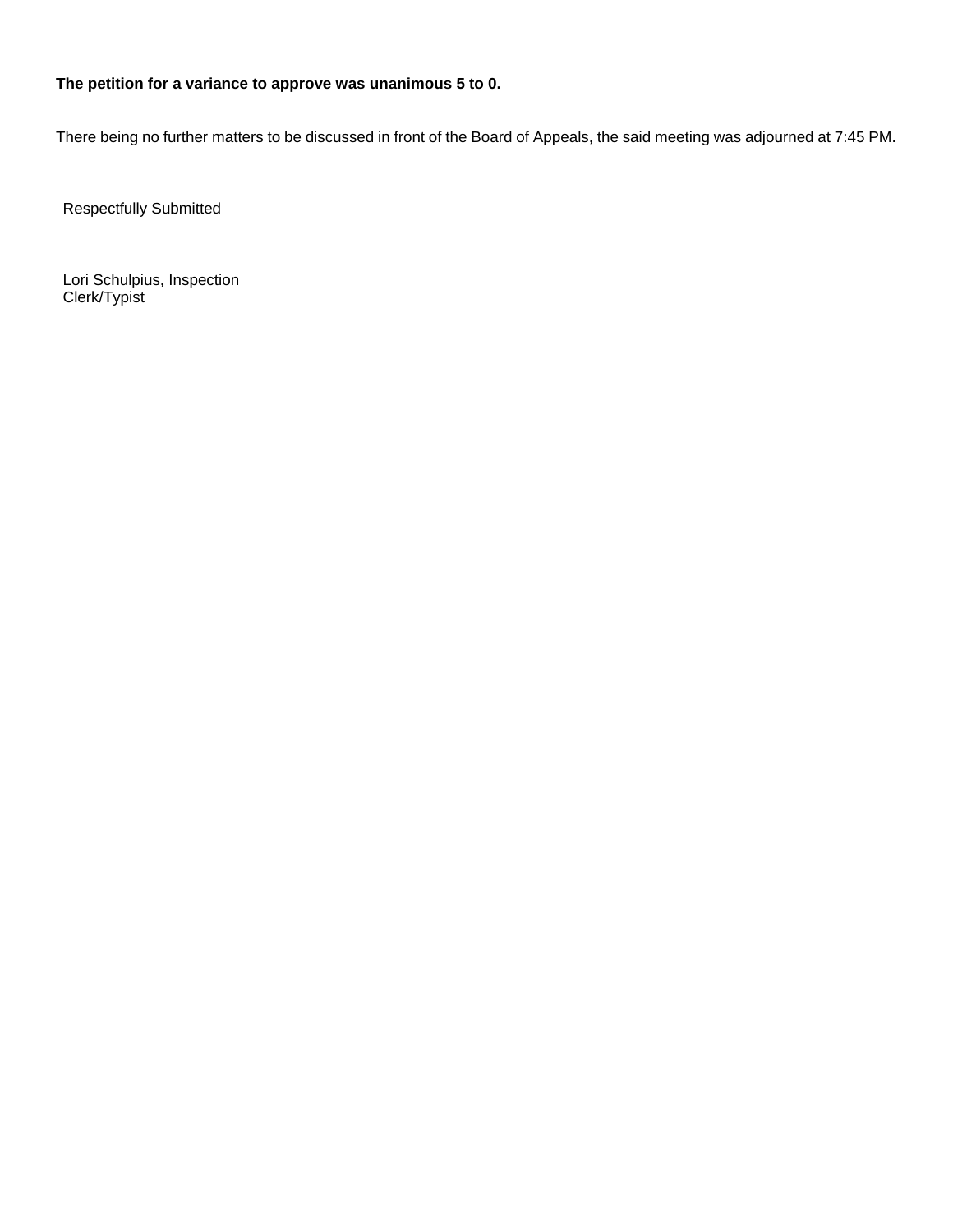**The petition for a variance to approve was unanimous 5 to 0.**

There being no further matters to be discussed in front of the Board of Appeals, the said meeting was adjourned at 7:45 PM.

Respectfully Submitted

Lori Schulpius, Inspection
Clerk/Typist